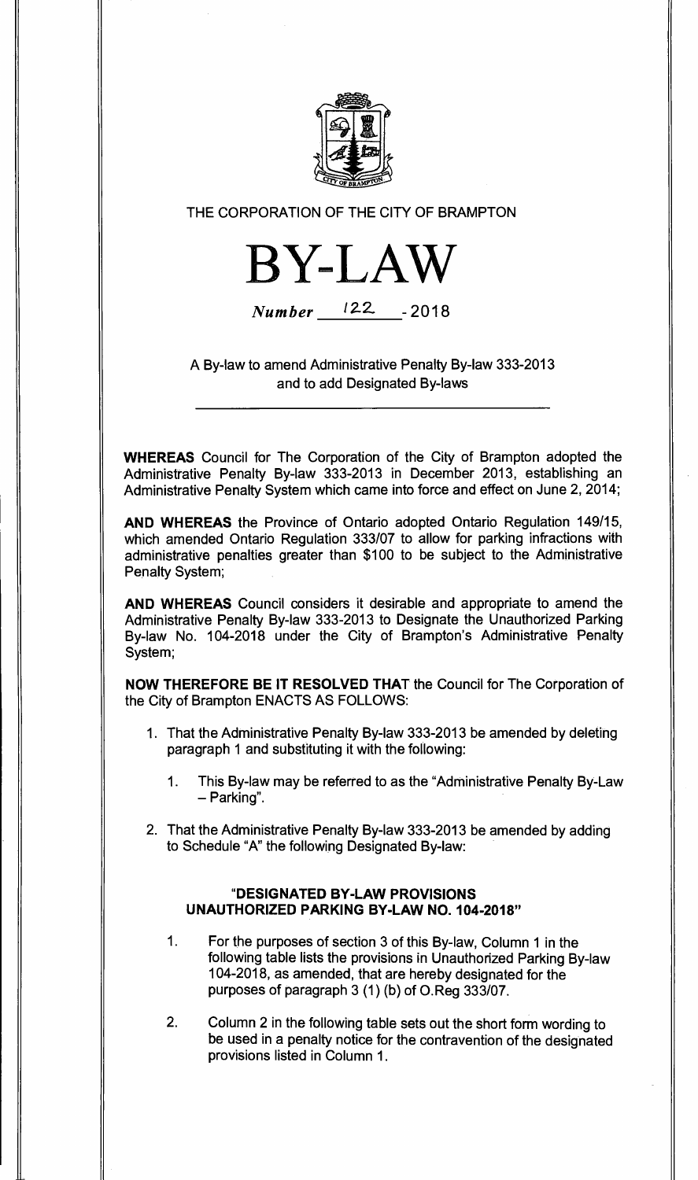THE CORPORATION OF THE CITY OF BRAMPTON

# BY-LAW

*Number* 122 - 2018

A By-law to amend Administrative Penalty By-law 333-2013 and to add Designated By-laws

---

**WHEREAS** Council for The Corporation of the City of Brampton adopted the Administrative Penalty By-law 333-2013 in December 2013, establishing an Administrative Penalty System which came into force and effect on June 2, 2014;

**AND WHEREAS** the Province of Ontario adopted Ontario Regulation 149/15, which amended Ontario Regulation 333/07 to allow for parking infractions with administrative penalties greater than $100 to be subject to the Administrative Penalty System;

**AND WHEREAS** Council considers it desirable and appropriate to amend the Administrative Penalty By-law 333-2013 to Designate the Unauthorized Parking By-law No. 104-2018 under the City of Brampton's Administrative Penalty System;

**NOW THEREFORE BE IT RESOLVED THAT** the Council for The Corporation of the City of Brampton ENACTS AS FOLLOWS:

1. That the Administrative Penalty By-law 333-2013 be amended by deleting paragraph 1 and substituting it with the following:

   1. This By-law may be referred to as the "Administrative Penalty By-Law – Parking".

2. That the Administrative Penalty By-law 333-2013 be amended by adding to Schedule "A" the following Designated By-law:

   **"DESIGNATED BY-LAW PROVISIONS**
   **UNAUTHORIZED PARKING BY-LAW NO. 104-2018"**

   1. For the purposes of section 3 of this By-law, Column 1 in the following table lists the provisions in Unauthorized Parking By-law 104-2018, as amended, that are hereby designated for the purposes of paragraph 3 (1) (b) of O.Reg 333/07.

   2. Column 2 in the following table sets out the short form wording to be used in a penalty notice for the contravention of the designated provisions listed in Column 1.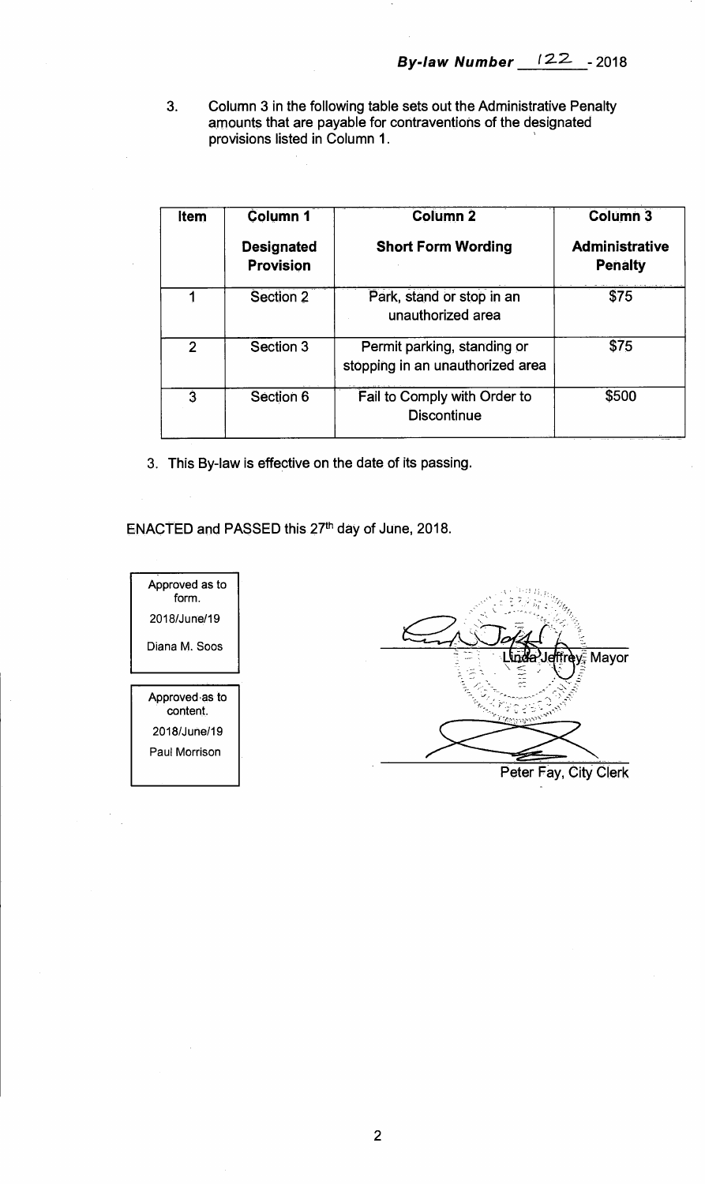**By-law Number 122 - 2018**

3. Column 3 in the following table sets out the Administrative Penalty amounts that are payable for contraventions of the designated provisions listed in Column 1.

| Item | Column 1<br>**Designated Provision** | Column 2<br>**Short Form Wording** | Column 3<br>**Administrative Penalty** |
|---|---|---|---|
| 1 | Section 2 | Park, stand or stop in an unauthorized area | $75 |
| 2 | Section 3 | Permit parking, standing or stopping in an unauthorized area | $75 |
| 3 | Section 6 | Fail to Comply with Order to Discontinue | $500 |

3. This By-law is effective on the date of its passing.

ENACTED and PASSED this 27th day of June, 2018.

Approved as to form.
2018/June/19
Diana M. Soos

Approved as to content.
2018/June/19
Paul Morrison

Linda Jeffrey, Mayor

Peter Fay, City Clerk